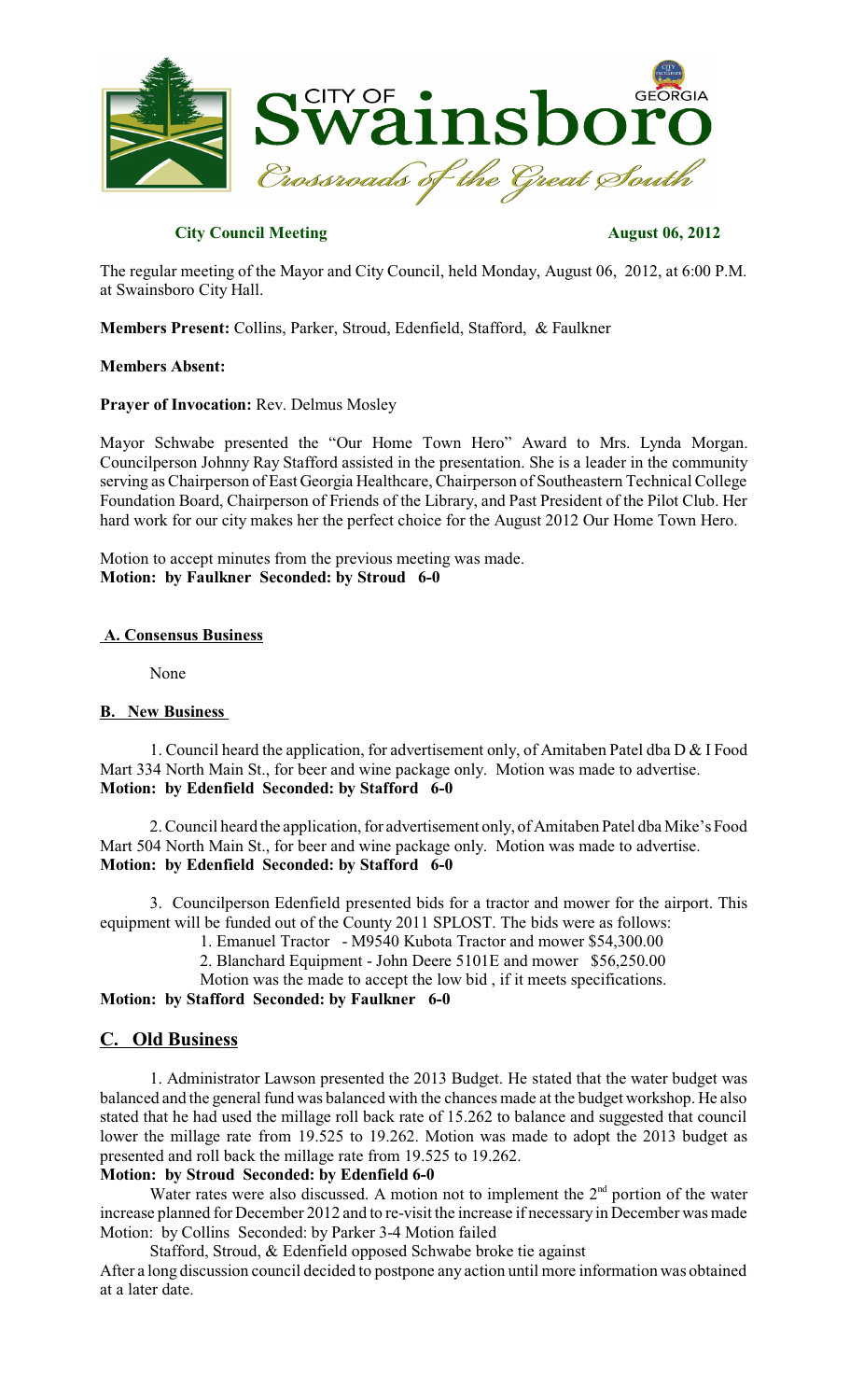**City Council Meeting August 06, 2012**

The regular meeting of the Mayor and City Council, held Monday, August 06, 2012, at 6:00 P.M. at Swainsboro City Hall.

**Members Present:** Collins, Parker, Stroud, Edenfield, Stafford, & Faulkner

**Members Absent:**

**Prayer of Invocation:** Rev. Delmus Mosley

Mayor Schwabe presented the "Our Home Town Hero" Award to Mrs. Lynda Morgan. Councilperson Johnny Ray Stafford assisted in the presentation. She is a leader in the community serving as Chairperson of East Georgia Healthcare, Chairperson of Southeastern Technical College Foundation Board, Chairperson of Friends of the Library, and Past President of the Pilot Club. Her hard work for our city makes her the perfect choice for the August 2012 Our Home Town Hero.

Motion to accept minutes from the previous meeting was made.
**Motion: by Faulkner Seconded: by Stroud 6-0**

## A. Consensus Business

None

## B. New Business

1. Council heard the application, for advertisement only, of Amitaben Patel dba D & I Food Mart 334 North Main St., for beer and wine package only. Motion was made to advertise.
**Motion: by Edenfield Seconded: by Stafford 6-0**

2. Council heard the application, for advertisement only, of Amitaben Patel dba Mike's Food Mart 504 North Main St., for beer and wine package only. Motion was made to advertise.
**Motion: by Edenfield Seconded: by Stafford 6-0**

3. Councilperson Edenfield presented bids for a tractor and mower for the airport. This equipment will be funded out of the County 2011 SPLOST. The bids were as follows:

1. Emanuel Tractor - M9540 Kubota Tractor and mower $54,300.00
2. Blanchard Equipment - John Deere 5101E and mower $56,250.00

Motion was the made to accept the low bid , if it meets specifications.
**Motion: by Stafford Seconded: by Faulkner 6-0**

## C. Old Business

1. Administrator Lawson presented the 2013 Budget. He stated that the water budget was balanced and the general fund was balanced with the chances made at the budget workshop. He also stated that he had used the millage roll back rate of 15.262 to balance and suggested that council lower the millage rate from 19.525 to 19.262. Motion was made to adopt the 2013 budget as presented and roll back the millage rate from 19.525 to 19.262.
**Motion: by Stroud Seconded: by Edenfield 6-0**

Water rates were also discussed. A motion not to implement the 2nd portion of the water increase planned for December 2012 and to re-visit the increase if necessary in December was made Motion: by Collins Seconded: by Parker 3-4 Motion failed

Stafford, Stroud, & Edenfield opposed Schwabe broke tie against

After a long discussion council decided to postpone any action until more information was obtained at a later date.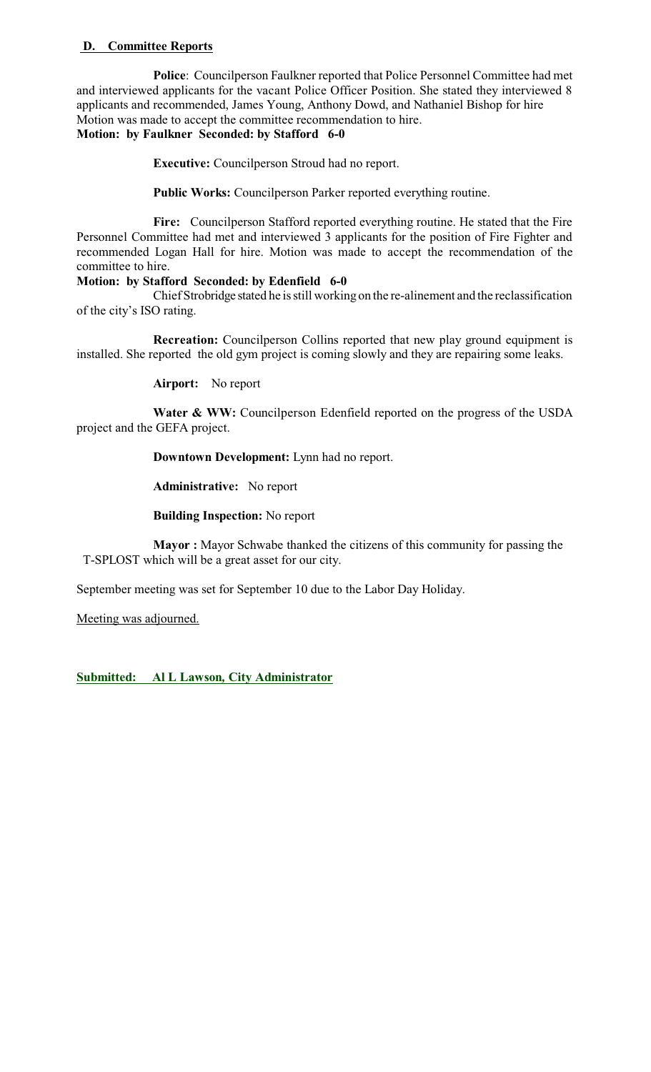## D. Committee Reports

**Police**: Councilperson Faulkner reported that Police Personnel Committee had met and interviewed applicants for the vacant Police Officer Position. She stated they interviewed 8 applicants and recommended, James Young, Anthony Dowd, and Nathaniel Bishop for hire Motion was made to accept the committee recommendation to hire.

**Motion: by Faulkner Seconded: by Stafford 6-0**

**Executive:** Councilperson Stroud had no report.

**Public Works:** Councilperson Parker reported everything routine.

**Fire:** Councilperson Stafford reported everything routine. He stated that the Fire Personnel Committee had met and interviewed 3 applicants for the position of Fire Fighter and recommended Logan Hall for hire. Motion was made to accept the recommendation of the committee to hire.

**Motion: by Stafford Seconded: by Edenfield 6-0**

Chief Strobridge stated he is still working on the re-alinement and the reclassification of the city's ISO rating.

**Recreation:** Councilperson Collins reported that new play ground equipment is installed. She reported the old gym project is coming slowly and they are repairing some leaks.

**Airport:** No report

**Water & WW:** Councilperson Edenfield reported on the progress of the USDA project and the GEFA project.

**Downtown Development:** Lynn had no report.

**Administrative:** No report

**Building Inspection:** No report

**Mayor :** Mayor Schwabe thanked the citizens of this community for passing the T-SPLOST which will be a great asset for our city.

September meeting was set for September 10 due to the Labor Day Holiday.

Meeting was adjourned.

**Submitted: Al L Lawson, City Administrator**